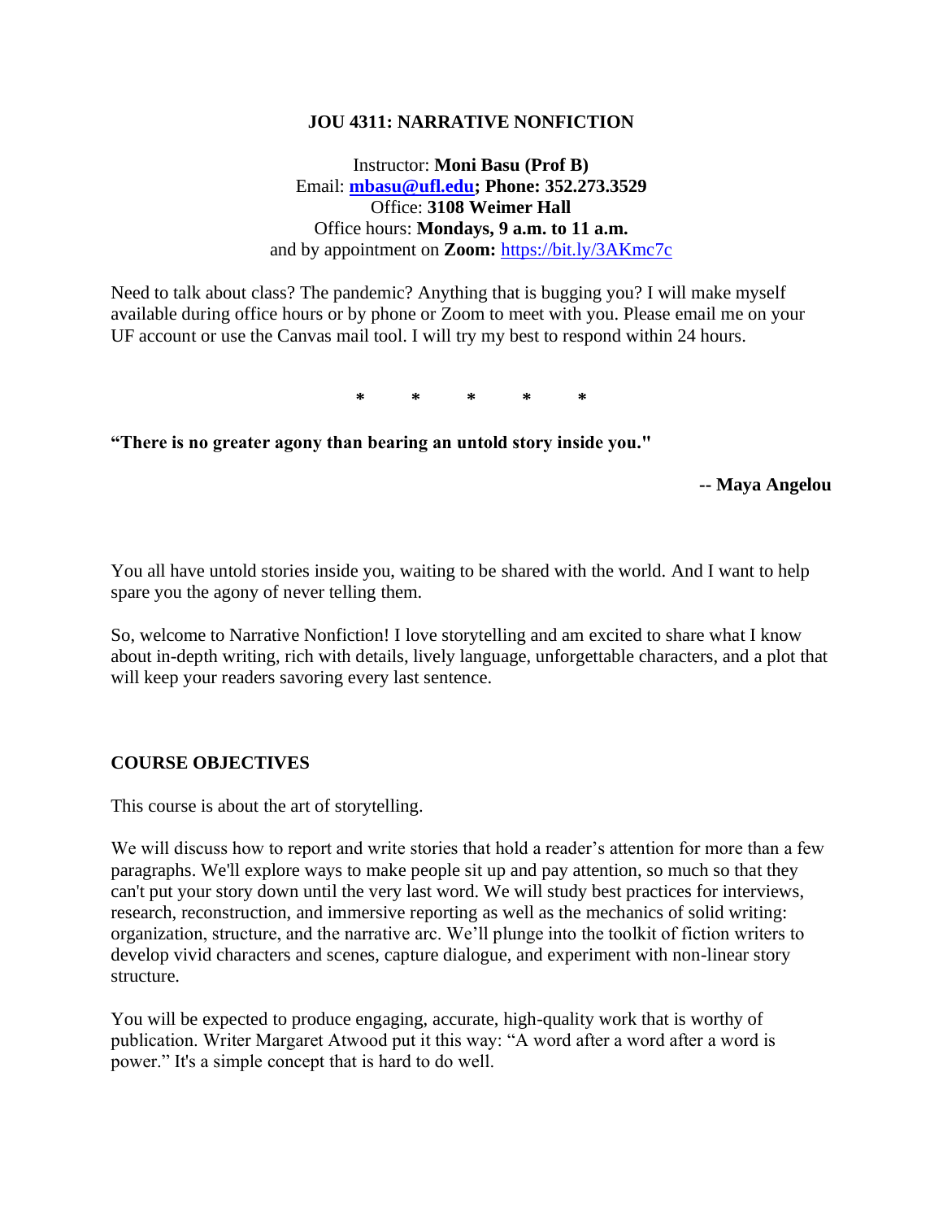# JOU 4311: NARRATIVE NONFICTION

Instructor: **Moni Basu (Prof B)**
Email: **[mbasu@ufl.edu](mailto:mbasu@ufl.edu); Phone: 352.273.3529**
Office: **3108 Weimer Hall**
Office hours: **Mondays, 9 a.m. to 11 a.m.**
and by appointment on **Zoom:** [https://bit.ly/3AKmc7c](https://bit.ly/3AKmc7c)

Need to talk about class? The pandemic? Anything that is bugging you? I will make myself available during office hours or by phone or Zoom to meet with you. Please email me on your UF account or use the Canvas mail tool. I will try my best to respond within 24 hours.

\* \* \* \* \*

**"There is no greater agony than bearing an untold story inside you."**

**-- Maya Angelou**

You all have untold stories inside you, waiting to be shared with the world. And I want to help spare you the agony of never telling them.

So, welcome to Narrative Nonfiction! I love storytelling and am excited to share what I know about in-depth writing, rich with details, lively language, unforgettable characters, and a plot that will keep your readers savoring every last sentence.

## COURSE OBJECTIVES

This course is about the art of storytelling.

We will discuss how to report and write stories that hold a reader's attention for more than a few paragraphs. We'll explore ways to make people sit up and pay attention, so much so that they can't put your story down until the very last word. We will study best practices for interviews, research, reconstruction, and immersive reporting as well as the mechanics of solid writing: organization, structure, and the narrative arc. We'll plunge into the toolkit of fiction writers to develop vivid characters and scenes, capture dialogue, and experiment with non-linear story structure.

You will be expected to produce engaging, accurate, high-quality work that is worthy of publication. Writer Margaret Atwood put it this way: "A word after a word after a word is power." It's a simple concept that is hard to do well.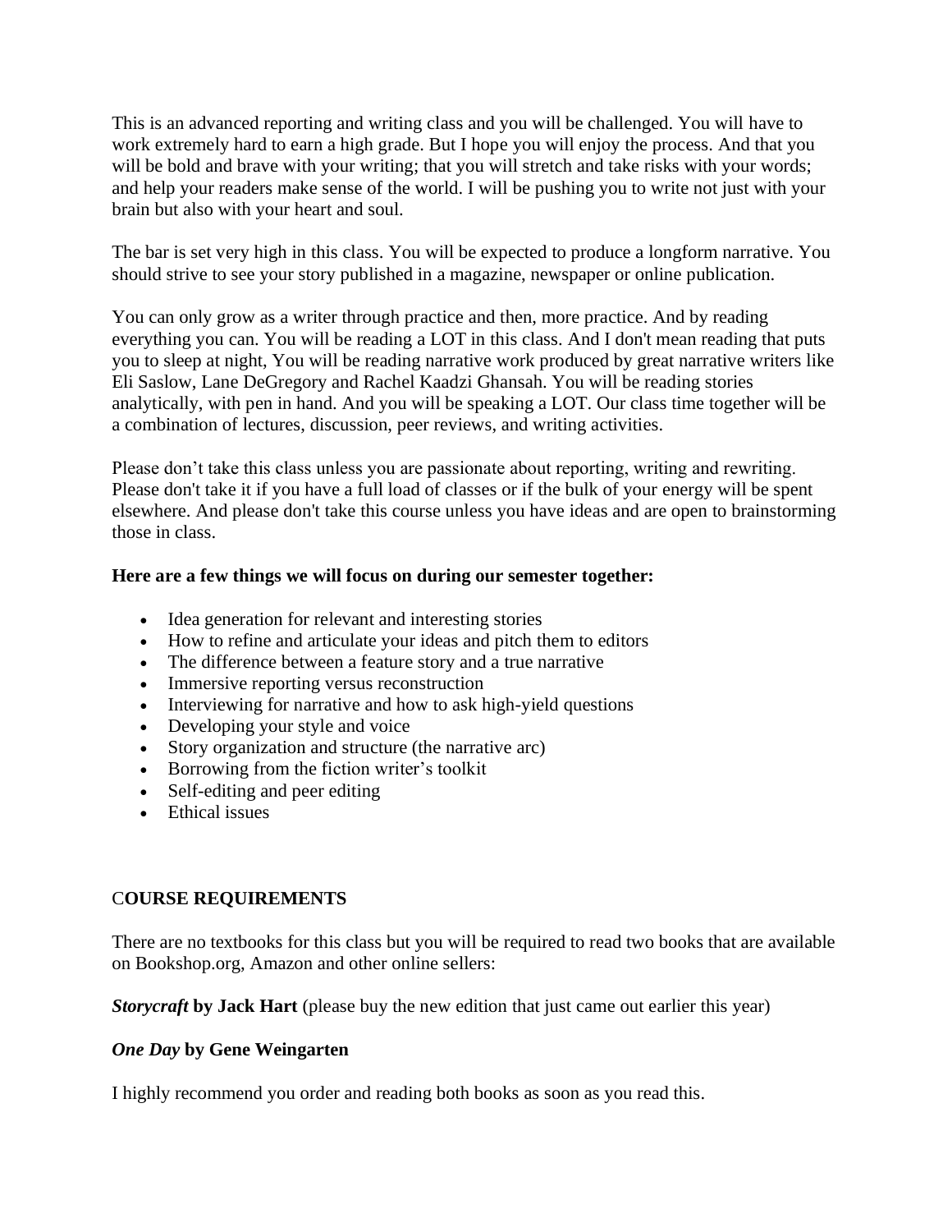This is an advanced reporting and writing class and you will be challenged. You will have to work extremely hard to earn a high grade. But I hope you will enjoy the process. And that you will be bold and brave with your writing; that you will stretch and take risks with your words; and help your readers make sense of the world. I will be pushing you to write not just with your brain but also with your heart and soul.

The bar is set very high in this class. You will be expected to produce a longform narrative. You should strive to see your story published in a magazine, newspaper or online publication.

You can only grow as a writer through practice and then, more practice. And by reading everything you can. You will be reading a LOT in this class. And I don't mean reading that puts you to sleep at night, You will be reading narrative work produced by great narrative writers like Eli Saslow, Lane DeGregory and Rachel Kaadzi Ghansah. You will be reading stories analytically, with pen in hand. And you will be speaking a LOT. Our class time together will be a combination of lectures, discussion, peer reviews, and writing activities.

Please don't take this class unless you are passionate about reporting, writing and rewriting. Please don't take it if you have a full load of classes or if the bulk of your energy will be spent elsewhere. And please don't take this course unless you have ideas and are open to brainstorming those in class.

**Here are a few things we will focus on during our semester together:**

- Idea generation for relevant and interesting stories
- How to refine and articulate your ideas and pitch them to editors
- The difference between a feature story and a true narrative
- Immersive reporting versus reconstruction
- Interviewing for narrative and how to ask high-yield questions
- Developing your style and voice
- Story organization and structure (the narrative arc)
- Borrowing from the fiction writer's toolkit
- Self-editing and peer editing
- Ethical issues

## COURSE REQUIREMENTS

There are no textbooks for this class but you will be required to read two books that are available on Bookshop.org, Amazon and other online sellers:

***Storycraft* by Jack Hart** (please buy the new edition that just came out earlier this year)

***One Day* by Gene Weingarten**

I highly recommend you order and reading both books as soon as you read this.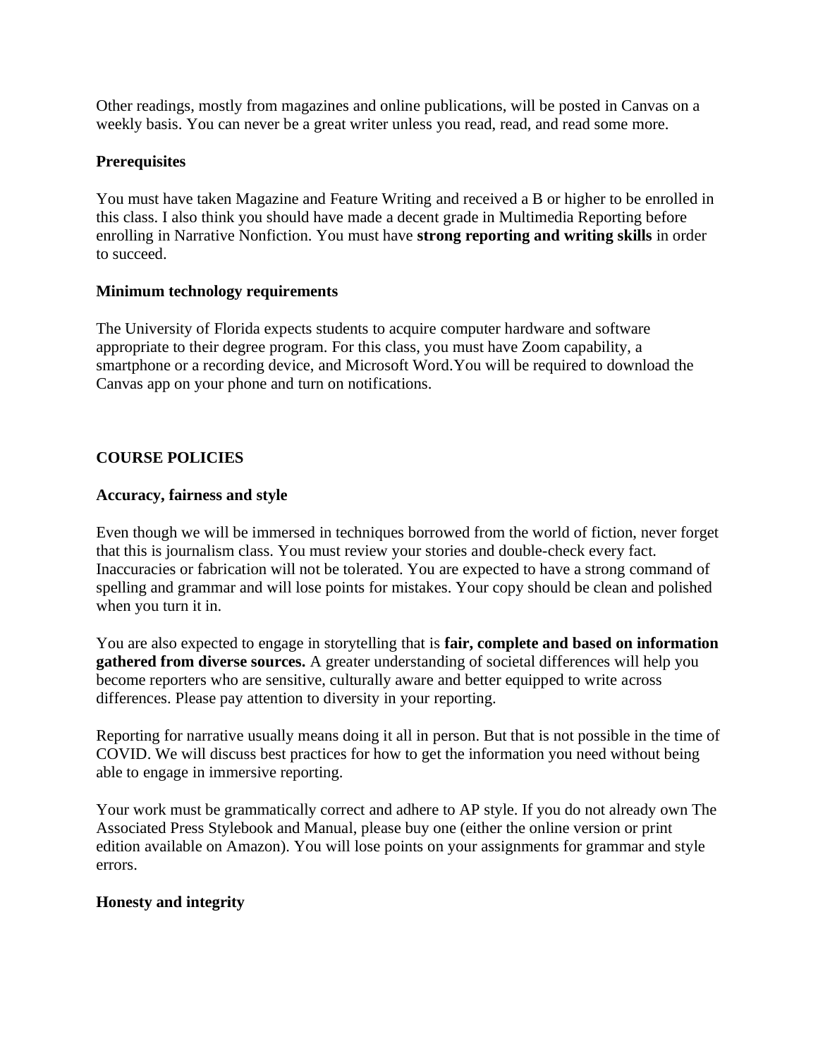Other readings, mostly from magazines and online publications, will be posted in Canvas on a weekly basis. You can never be a great writer unless you read, read, and read some more.

**Prerequisites**

You must have taken Magazine and Feature Writing and received a B or higher to be enrolled in this class. I also think you should have made a decent grade in Multimedia Reporting before enrolling in Narrative Nonfiction. You must have **strong reporting and writing skills** in order to succeed.

**Minimum technology requirements**

The University of Florida expects students to acquire computer hardware and software appropriate to their degree program. For this class, you must have Zoom capability, a smartphone or a recording device, and Microsoft Word.You will be required to download the Canvas app on your phone and turn on notifications.

## COURSE POLICIES

**Accuracy, fairness and style**

Even though we will be immersed in techniques borrowed from the world of fiction, never forget that this is journalism class. You must review your stories and double-check every fact. Inaccuracies or fabrication will not be tolerated. You are expected to have a strong command of spelling and grammar and will lose points for mistakes. Your copy should be clean and polished when you turn it in.

You are also expected to engage in storytelling that is **fair, complete and based on information gathered from diverse sources.** A greater understanding of societal differences will help you become reporters who are sensitive, culturally aware and better equipped to write across differences. Please pay attention to diversity in your reporting.

Reporting for narrative usually means doing it all in person. But that is not possible in the time of COVID. We will discuss best practices for how to get the information you need without being able to engage in immersive reporting.

Your work must be grammatically correct and adhere to AP style. If you do not already own The Associated Press Stylebook and Manual, please buy one (either the online version or print edition available on Amazon). You will lose points on your assignments for grammar and style errors.

**Honesty and integrity**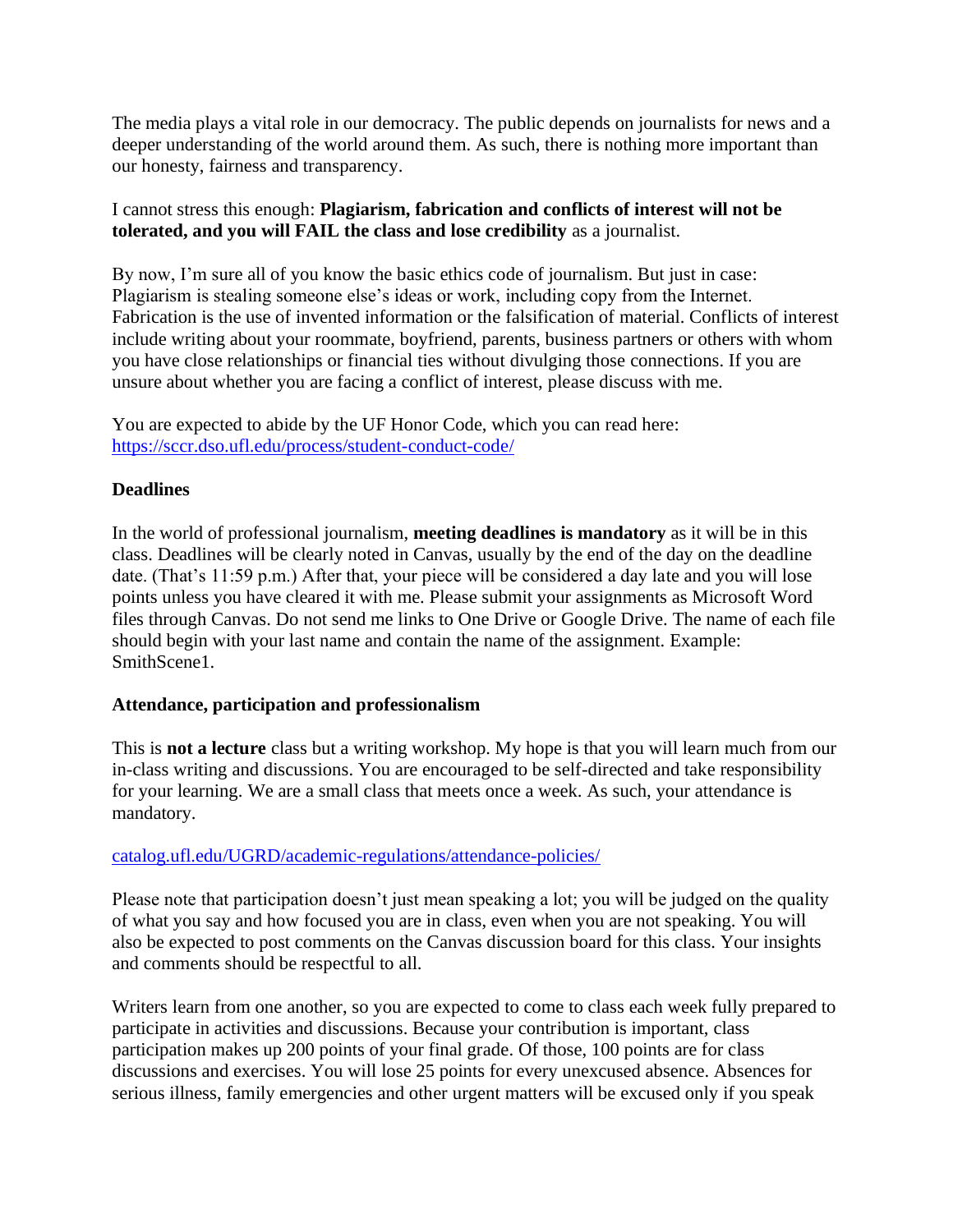The media plays a vital role in our democracy. The public depends on journalists for news and a deeper understanding of the world around them. As such, there is nothing more important than our honesty, fairness and transparency.

I cannot stress this enough: **Plagiarism, fabrication and conflicts of interest will not be tolerated, and you will FAIL the class and lose credibility** as a journalist.

By now, I'm sure all of you know the basic ethics code of journalism. But just in case: Plagiarism is stealing someone else's ideas or work, including copy from the Internet. Fabrication is the use of invented information or the falsification of material. Conflicts of interest include writing about your roommate, boyfriend, parents, business partners or others with whom you have close relationships or financial ties without divulging those connections. If you are unsure about whether you are facing a conflict of interest, please discuss with me.

You are expected to abide by the UF Honor Code, which you can read here: [https://sccr.dso.ufl.edu/process/student-conduct-code/](https://sccr.dso.ufl.edu/process/student-conduct-code/)

**Deadlines**

In the world of professional journalism, **meeting deadlines is mandatory** as it will be in this class. Deadlines will be clearly noted in Canvas, usually by the end of the day on the deadline date. (That's 11:59 p.m.) After that, your piece will be considered a day late and you will lose points unless you have cleared it with me. Please submit your assignments as Microsoft Word files through Canvas. Do not send me links to One Drive or Google Drive. The name of each file should begin with your last name and contain the name of the assignment. Example: SmithScene1.

**Attendance, participation and professionalism**

This is **not a lecture** class but a writing workshop. My hope is that you will learn much from our in-class writing and discussions. You are encouraged to be self-directed and take responsibility for your learning. We are a small class that meets once a week. As such, your attendance is mandatory.

[catalog.ufl.edu/UGRD/academic-regulations/attendance-policies/](https://catalog.ufl.edu/UGRD/academic-regulations/attendance-policies/)

Please note that participation doesn't just mean speaking a lot; you will be judged on the quality of what you say and how focused you are in class, even when you are not speaking. You will also be expected to post comments on the Canvas discussion board for this class. Your insights and comments should be respectful to all.

Writers learn from one another, so you are expected to come to class each week fully prepared to participate in activities and discussions. Because your contribution is important, class participation makes up 200 points of your final grade. Of those, 100 points are for class discussions and exercises. You will lose 25 points for every unexcused absence. Absences for serious illness, family emergencies and other urgent matters will be excused only if you speak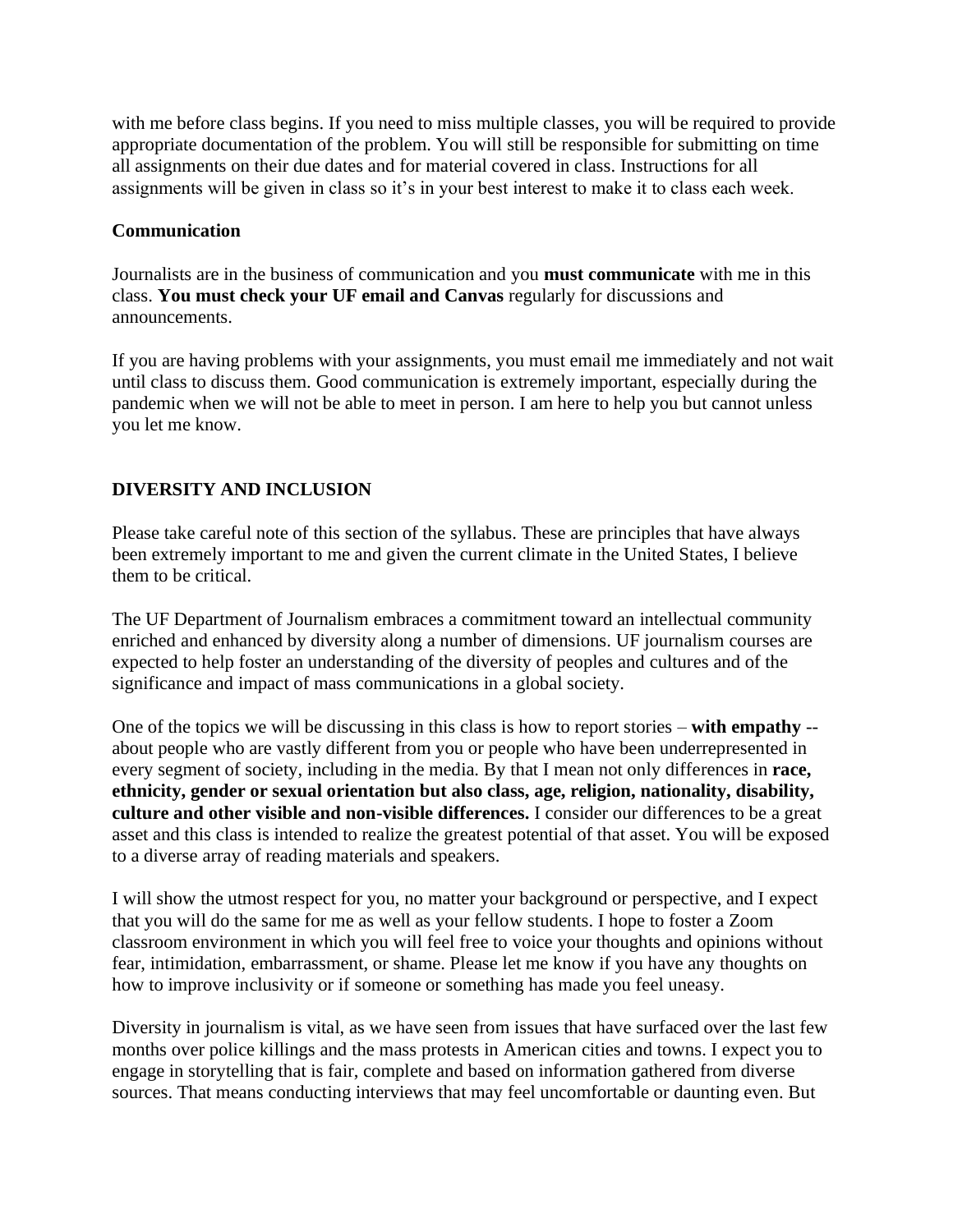with me before class begins. If you need to miss multiple classes, you will be required to provide appropriate documentation of the problem. You will still be responsible for submitting on time all assignments on their due dates and for material covered in class. Instructions for all assignments will be given in class so it's in your best interest to make it to class each week.

**Communication**

Journalists are in the business of communication and you **must communicate** with me in this class. **You must check your UF email and Canvas** regularly for discussions and announcements.

If you are having problems with your assignments, you must email me immediately and not wait until class to discuss them. Good communication is extremely important, especially during the pandemic when we will not be able to meet in person. I am here to help you but cannot unless you let me know.

## DIVERSITY AND INCLUSION

Please take careful note of this section of the syllabus. These are principles that have always been extremely important to me and given the current climate in the United States, I believe them to be critical.

The UF Department of Journalism embraces a commitment toward an intellectual community enriched and enhanced by diversity along a number of dimensions. UF journalism courses are expected to help foster an understanding of the diversity of peoples and cultures and of the significance and impact of mass communications in a global society.

One of the topics we will be discussing in this class is how to report stories – **with empathy** -- about people who are vastly different from you or people who have been underrepresented in every segment of society, including in the media. By that I mean not only differences in **race, ethnicity, gender or sexual orientation but also class, age, religion, nationality, disability, culture and other visible and non-visible differences.** I consider our differences to be a great asset and this class is intended to realize the greatest potential of that asset. You will be exposed to a diverse array of reading materials and speakers.

I will show the utmost respect for you, no matter your background or perspective, and I expect that you will do the same for me as well as your fellow students. I hope to foster a Zoom classroom environment in which you will feel free to voice your thoughts and opinions without fear, intimidation, embarrassment, or shame. Please let me know if you have any thoughts on how to improve inclusivity or if someone or something has made you feel uneasy.

Diversity in journalism is vital, as we have seen from issues that have surfaced over the last few months over police killings and the mass protests in American cities and towns. I expect you to engage in storytelling that is fair, complete and based on information gathered from diverse sources. That means conducting interviews that may feel uncomfortable or daunting even. But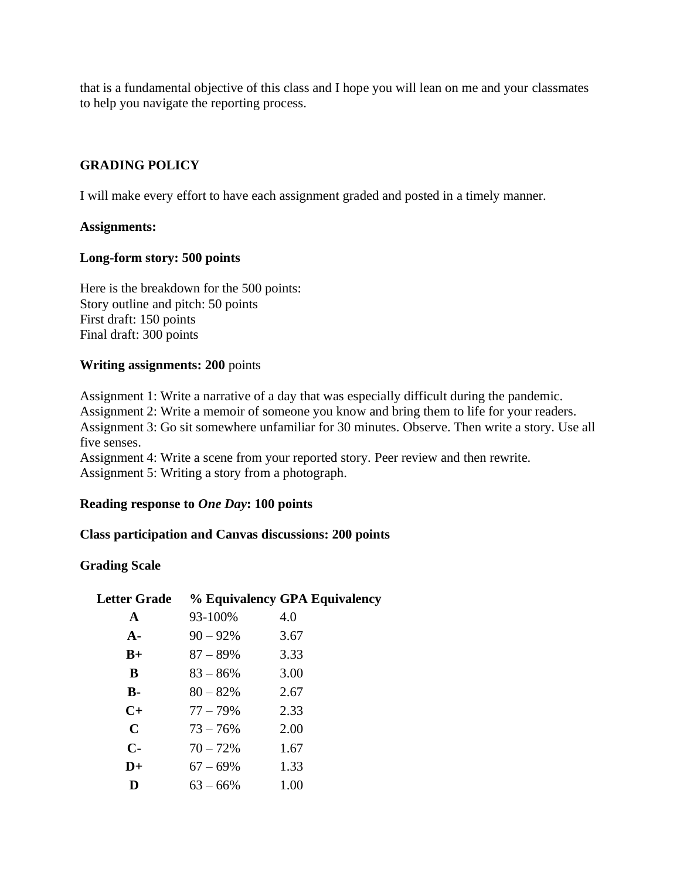that is a fundamental objective of this class and I hope you will lean on me and your classmates to help you navigate the reporting process.

**GRADING POLICY**

I will make every effort to have each assignment graded and posted in a timely manner.

**Assignments:**

**Long-form story: 500 points**

Here is the breakdown for the 500 points:
Story outline and pitch: 50 points
First draft: 150 points
Final draft: 300 points

**Writing assignments: 200** points

Assignment 1: Write a narrative of a day that was especially difficult during the pandemic.
Assignment 2: Write a memoir of someone you know and bring them to life for your readers.
Assignment 3: Go sit somewhere unfamiliar for 30 minutes. Observe. Then write a story. Use all five senses.
Assignment 4: Write a scene from your reported story. Peer review and then rewrite.
Assignment 5: Writing a story from a photograph.

**Reading response to *One Day*: 100 points**

**Class participation and Canvas discussions: 200 points**

**Grading Scale**

| Letter Grade | % Equivalency | GPA Equivalency |
|---|---|---|
| **A** | 93-100% | 4.0 |
| **A-** | 90 – 92% | 3.67 |
| **B+** | 87 – 89% | 3.33 |
| **B** | 83 – 86% | 3.00 |
| **B-** | 80 – 82% | 2.67 |
| **C+** | 77 – 79% | 2.33 |
| **C** | 73 – 76% | 2.00 |
| **C-** | 70 – 72% | 1.67 |
| **D+** | 67 – 69% | 1.33 |
| **D** | 63 – 66% | 1.00 |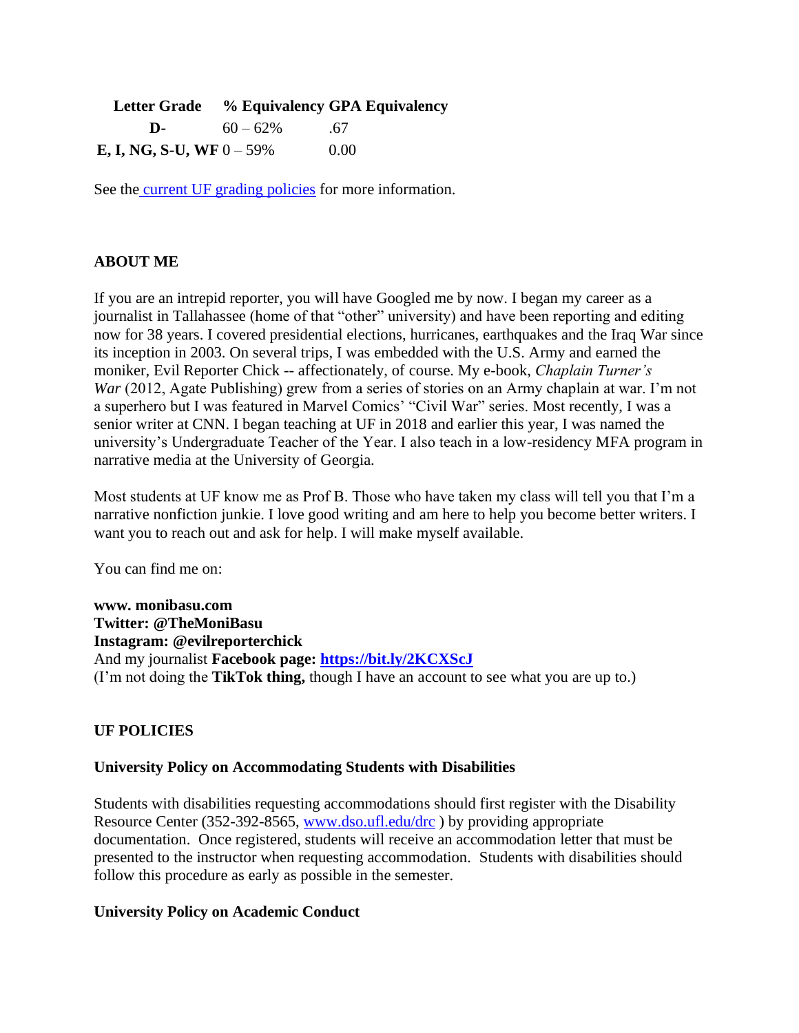| Letter Grade | % Equivalency | GPA Equivalency |
| --- | --- | --- |
| **D-** | 60 – 62% | .67 |
| **E, I, NG, S-U, WF** | 0 – 59% | 0.00 |

See the current UF grading policies for more information.

## ABOUT ME

If you are an intrepid reporter, you will have Googled me by now. I began my career as a journalist in Tallahassee (home of that "other" university) and have been reporting and editing now for 38 years. I covered presidential elections, hurricanes, earthquakes and the Iraq War since its inception in 2003. On several trips, I was embedded with the U.S. Army and earned the moniker, Evil Reporter Chick -- affectionately, of course. My e-book, *Chaplain Turner's War* (2012, Agate Publishing) grew from a series of stories on an Army chaplain at war. I'm not a superhero but I was featured in Marvel Comics' "Civil War" series. Most recently, I was a senior writer at CNN. I began teaching at UF in 2018 and earlier this year, I was named the university's Undergraduate Teacher of the Year. I also teach in a low-residency MFA program in narrative media at the University of Georgia.

Most students at UF know me as Prof B. Those who have taken my class will tell you that I'm a narrative nonfiction junkie. I love good writing and am here to help you become better writers. I want you to reach out and ask for help. I will make myself available.

You can find me on:

**www. monibasu.com**
**Twitter: @TheMoniBasu**
**Instagram: @evilreporterchick**
And my journalist **Facebook page: https://bit.ly/2KCXScJ**
(I'm not doing the **TikTok thing,** though I have an account to see what you are up to.)

## UF POLICIES

### University Policy on Accommodating Students with Disabilities

Students with disabilities requesting accommodations should first register with the Disability Resource Center (352-392-8565, www.dso.ufl.edu/drc ) by providing appropriate documentation. Once registered, students will receive an accommodation letter that must be presented to the instructor when requesting accommodation. Students with disabilities should follow this procedure as early as possible in the semester.

### University Policy on Academic Conduct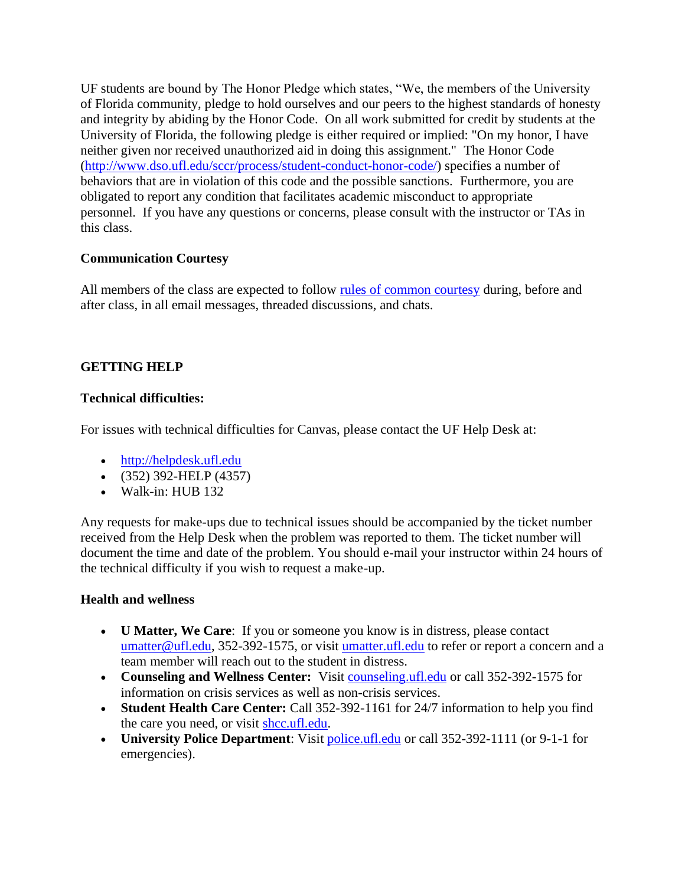UF students are bound by The Honor Pledge which states, "We, the members of the University of Florida community, pledge to hold ourselves and our peers to the highest standards of honesty and integrity by abiding by the Honor Code. On all work submitted for credit by students at the University of Florida, the following pledge is either required or implied: "On my honor, I have neither given nor received unauthorized aid in doing this assignment." The Honor Code (http://www.dso.ufl.edu/sccr/process/student-conduct-honor-code/) specifies a number of behaviors that are in violation of this code and the possible sanctions. Furthermore, you are obligated to report any condition that facilitates academic misconduct to appropriate personnel. If you have any questions or concerns, please consult with the instructor or TAs in this class.

**Communication Courtesy**

All members of the class are expected to follow rules of common courtesy during, before and after class, in all email messages, threaded discussions, and chats.

**GETTING HELP**

**Technical difficulties:**

For issues with technical difficulties for Canvas, please contact the UF Help Desk at:

- http://helpdesk.ufl.edu
- (352) 392-HELP (4357)
- Walk-in: HUB 132

Any requests for make-ups due to technical issues should be accompanied by the ticket number received from the Help Desk when the problem was reported to them. The ticket number will document the time and date of the problem. You should e-mail your instructor within 24 hours of the technical difficulty if you wish to request a make-up.

**Health and wellness**

- **U Matter, We Care**: If you or someone you know is in distress, please contact umatter@ufl.edu, 352-392-1575, or visit umatter.ufl.edu to refer or report a concern and a team member will reach out to the student in distress.
- **Counseling and Wellness Center:** Visit counseling.ufl.edu or call 352-392-1575 for information on crisis services as well as non-crisis services.
- **Student Health Care Center:** Call 352-392-1161 for 24/7 information to help you find the care you need, or visit shcc.ufl.edu.
- **University Police Department**: Visit police.ufl.edu or call 352-392-1111 (or 9-1-1 for emergencies).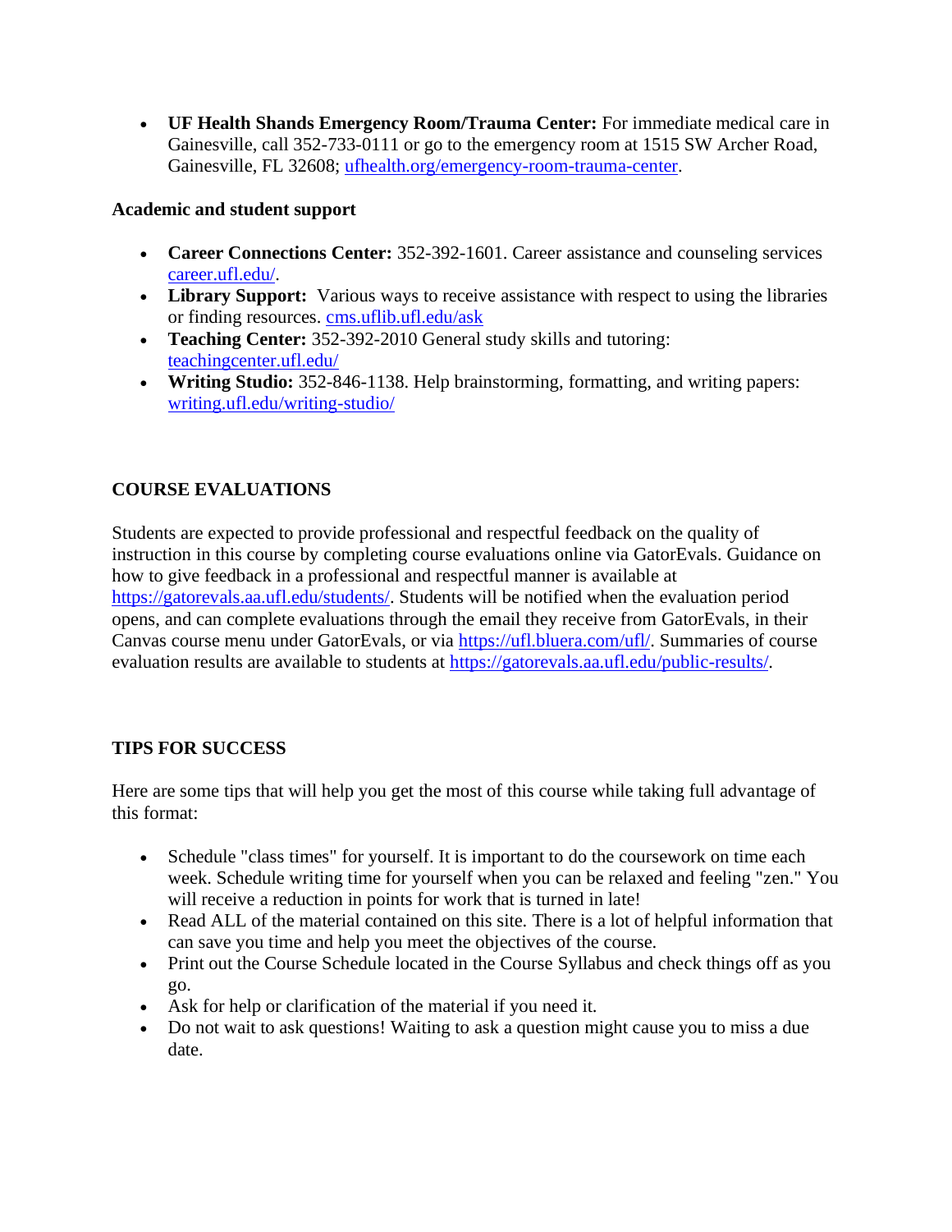- **UF Health Shands Emergency Room/Trauma Center:** For immediate medical care in Gainesville, call 352-733-0111 or go to the emergency room at 1515 SW Archer Road, Gainesville, FL 32608; ufhealth.org/emergency-room-trauma-center.

**Academic and student support**

- **Career Connections Center:** 352-392-1601. Career assistance and counseling services career.ufl.edu/.
- **Library Support:** Various ways to receive assistance with respect to using the libraries or finding resources. cms.uflib.ufl.edu/ask
- **Teaching Center:** 352-392-2010 General study skills and tutoring: teachingcenter.ufl.edu/
- **Writing Studio:** 352-846-1138. Help brainstorming, formatting, and writing papers: writing.ufl.edu/writing-studio/

## COURSE EVALUATIONS

Students are expected to provide professional and respectful feedback on the quality of instruction in this course by completing course evaluations online via GatorEvals. Guidance on how to give feedback in a professional and respectful manner is available at https://gatorevals.aa.ufl.edu/students/. Students will be notified when the evaluation period opens, and can complete evaluations through the email they receive from GatorEvals, in their Canvas course menu under GatorEvals, or via https://ufl.bluera.com/ufl/. Summaries of course evaluation results are available to students at https://gatorevals.aa.ufl.edu/public-results/.

## TIPS FOR SUCCESS

Here are some tips that will help you get the most of this course while taking full advantage of this format:

- Schedule "class times" for yourself. It is important to do the coursework on time each week. Schedule writing time for yourself when you can be relaxed and feeling "zen." You will receive a reduction in points for work that is turned in late!
- Read ALL of the material contained on this site. There is a lot of helpful information that can save you time and help you meet the objectives of the course.
- Print out the Course Schedule located in the Course Syllabus and check things off as you go.
- Ask for help or clarification of the material if you need it.
- Do not wait to ask questions! Waiting to ask a question might cause you to miss a due date.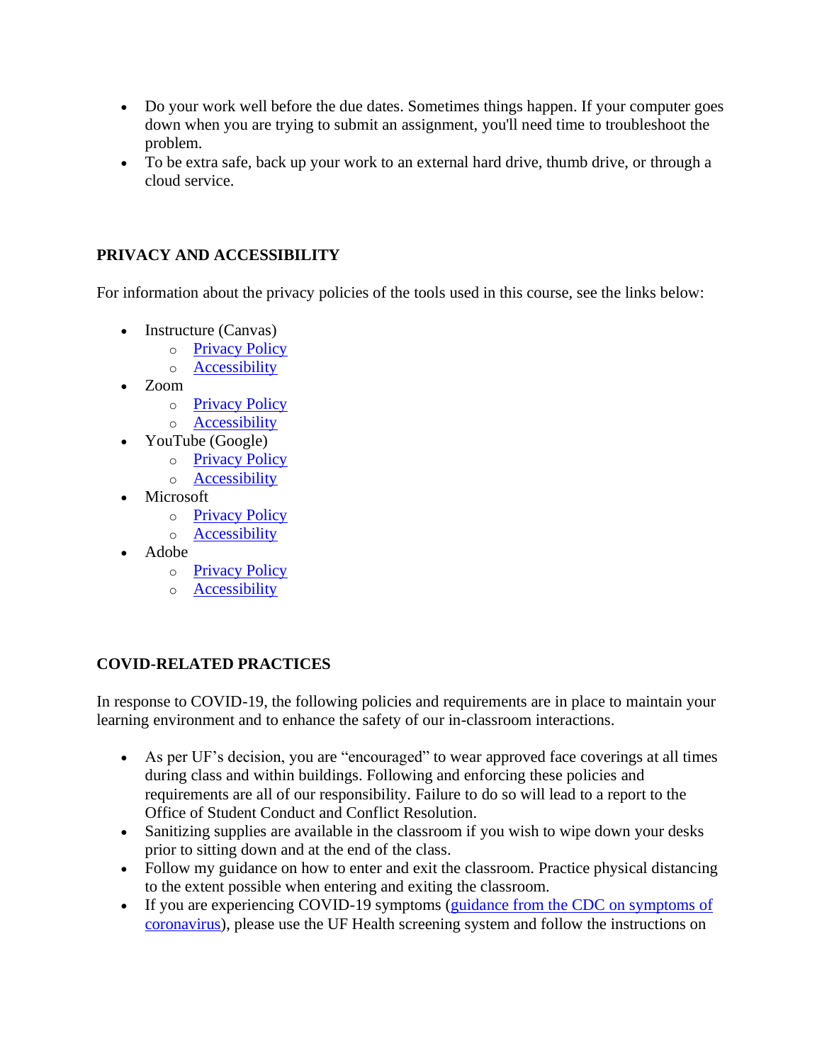- Do your work well before the due dates. Sometimes things happen. If your computer goes down when you are trying to submit an assignment, you'll need time to troubleshoot the problem.
- To be extra safe, back up your work to an external hard drive, thumb drive, or through a cloud service.

## PRIVACY AND ACCESSIBILITY

For information about the privacy policies of the tools used in this course, see the links below:

- Instructure (Canvas)
  - Privacy Policy
  - Accessibility
- Zoom
  - Privacy Policy
  - Accessibility
- YouTube (Google)
  - Privacy Policy
  - Accessibility
- Microsoft
  - Privacy Policy
  - Accessibility
- Adobe
  - Privacy Policy
  - Accessibility

## COVID-RELATED PRACTICES

In response to COVID-19, the following policies and requirements are in place to maintain your learning environment and to enhance the safety of our in-classroom interactions.

- As per UF's decision, you are "encouraged" to wear approved face coverings at all times during class and within buildings. Following and enforcing these policies and requirements are all of our responsibility. Failure to do so will lead to a report to the Office of Student Conduct and Conflict Resolution.
- Sanitizing supplies are available in the classroom if you wish to wipe down your desks prior to sitting down and at the end of the class.
- Follow my guidance on how to enter and exit the classroom. Practice physical distancing to the extent possible when entering and exiting the classroom.
- If you are experiencing COVID-19 symptoms (guidance from the CDC on symptoms of coronavirus), please use the UF Health screening system and follow the instructions on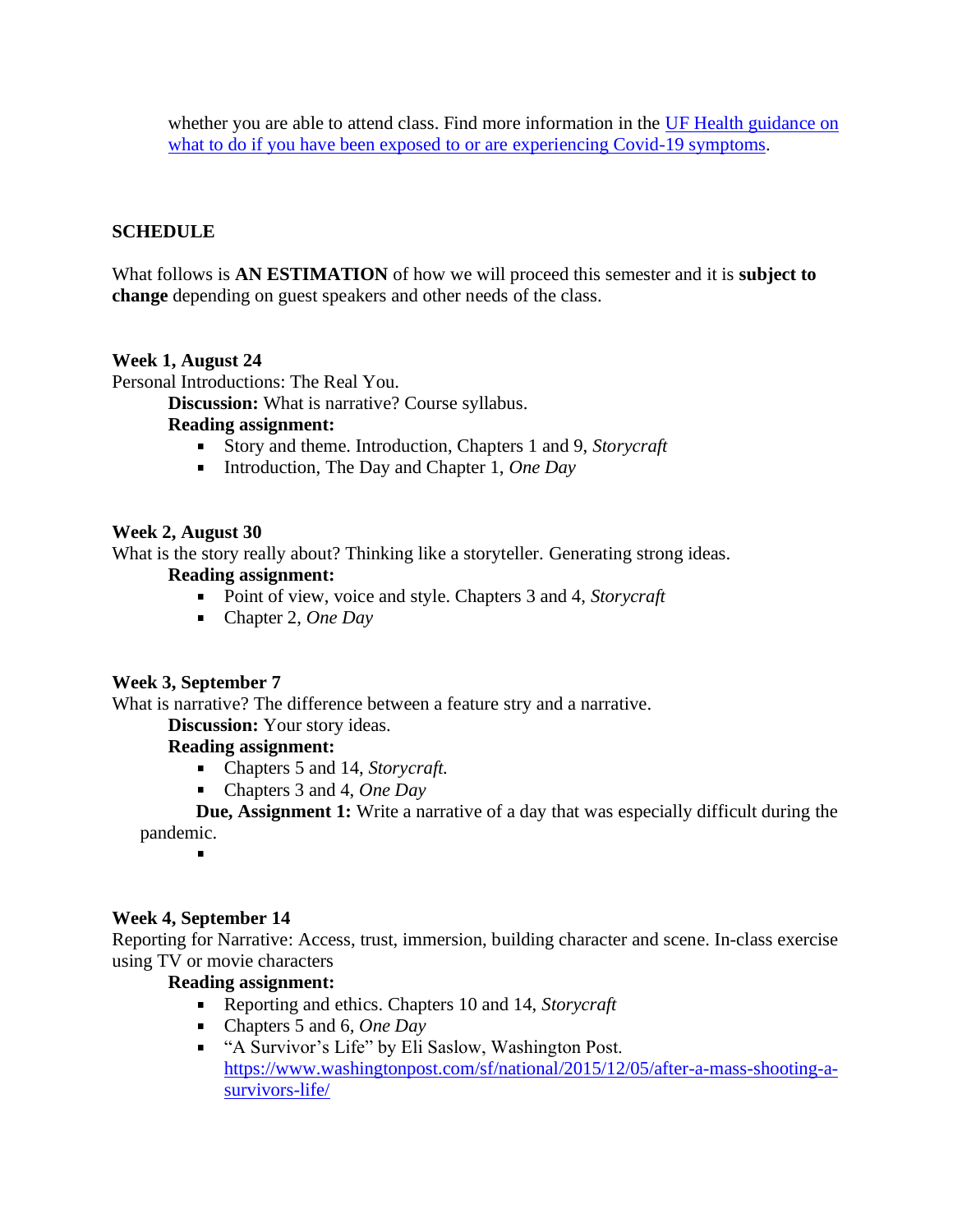whether you are able to attend class. Find more information in the [UF Health guidance on what to do if you have been exposed to or are experiencing Covid-19 symptoms](#).

## SCHEDULE

What follows is **AN ESTIMATION** of how we will proceed this semester and it is **subject to change** depending on guest speakers and other needs of the class.

**Week 1, August 24**
Personal Introductions: The Real You.

**Discussion:** What is narrative? Course syllabus.

**Reading assignment:**

- Story and theme. Introduction, Chapters 1 and 9, *Storycraft*
- Introduction, The Day and Chapter 1, *One Day*

**Week 2, August 30**
What is the story really about? Thinking like a storyteller. Generating strong ideas.

**Reading assignment:**

- Point of view, voice and style. Chapters 3 and 4, *Storycraft*
- Chapter 2, *One Day*

**Week 3, September 7**
What is narrative? The difference between a feature stry and a narrative.

**Discussion:** Your story ideas.

**Reading assignment:**

- Chapters 5 and 14, *Storycraft.*
- Chapters 3 and 4, *One Day*

**Due, Assignment 1:** Write a narrative of a day that was especially difficult during the pandemic.

**Week 4, September 14**
Reporting for Narrative: Access, trust, immersion, building character and scene. In-class exercise using TV or movie characters

**Reading assignment:**

- Reporting and ethics. Chapters 10 and 14, *Storycraft*
- Chapters 5 and 6, *One Day*
- "A Survivor's Life" by Eli Saslow, Washington Post. https://www.washingtonpost.com/sf/national/2015/12/05/after-a-mass-shooting-a-survivors-life/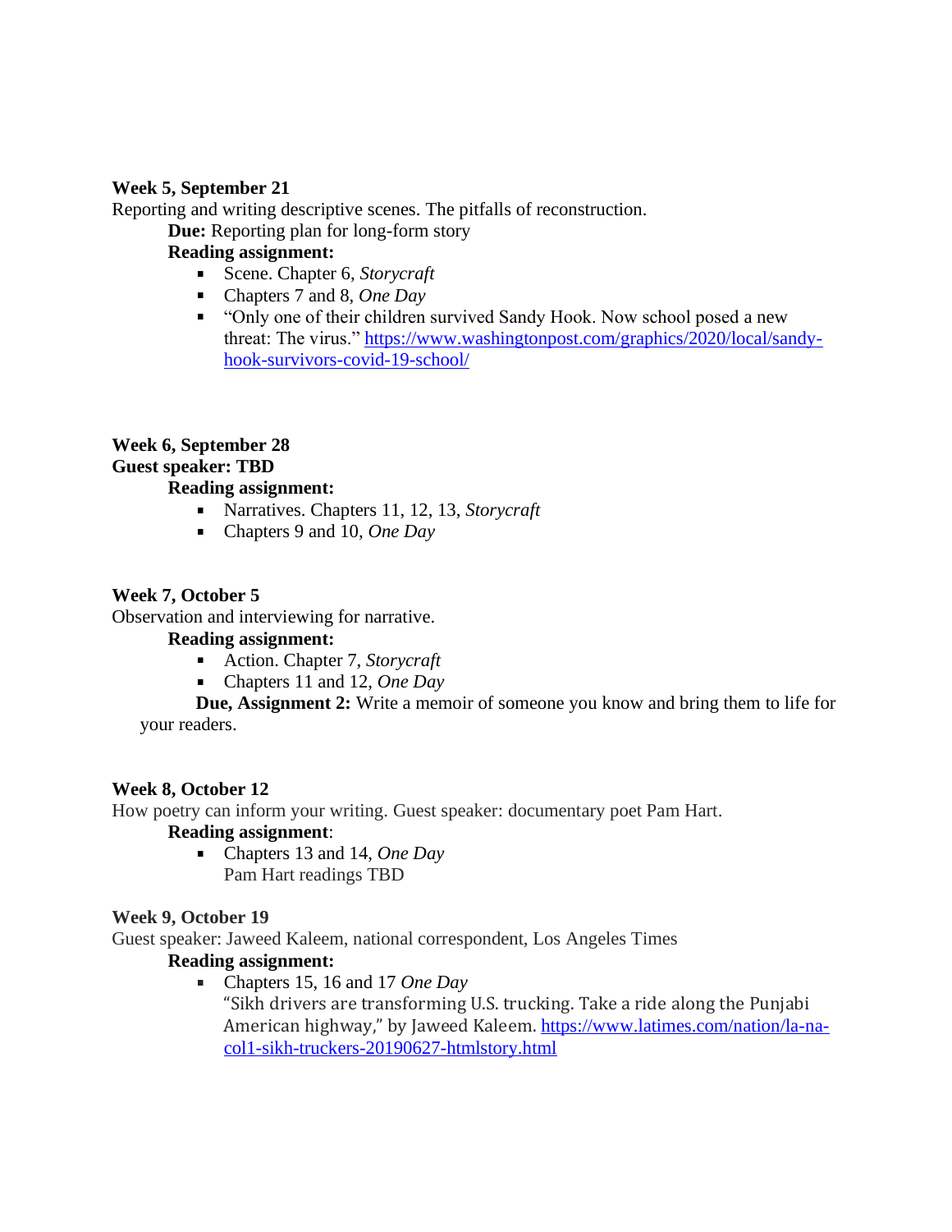**Week 5, September 21**

Reporting and writing descriptive scenes. The pitfalls of reconstruction.

**Due:** Reporting plan for long-form story

**Reading assignment:**

- Scene. Chapter 6, *Storycraft*
- Chapters 7 and 8, *One Day*
- "Only one of their children survived Sandy Hook. Now school posed a new threat: The virus." https://www.washingtonpost.com/graphics/2020/local/sandy-hook-survivors-covid-19-school/

**Week 6, September 28**

**Guest speaker: TBD**

**Reading assignment:**

- Narratives. Chapters 11, 12, 13, *Storycraft*
- Chapters 9 and 10, *One Day*

**Week 7, October 5**

Observation and interviewing for narrative.

**Reading assignment:**

- Action. Chapter 7, *Storycraft*
- Chapters 11 and 12, *One Day*

**Due, Assignment 2:** Write a memoir of someone you know and bring them to life for your readers.

**Week 8, October 12**

How poetry can inform your writing. Guest speaker: documentary poet Pam Hart.

**Reading assignment**:

- Chapters 13 and 14, *One Day*
  Pam Hart readings TBD

**Week 9, October 19**

Guest speaker: Jaweed Kaleem, national correspondent, Los Angeles Times

**Reading assignment:**

- Chapters 15, 16 and 17 *One Day*
  "Sikh drivers are transforming U.S. trucking. Take a ride along the Punjabi American highway," by Jaweed Kaleem. https://www.latimes.com/nation/la-na-col1-sikh-truckers-20190627-htmlstory.html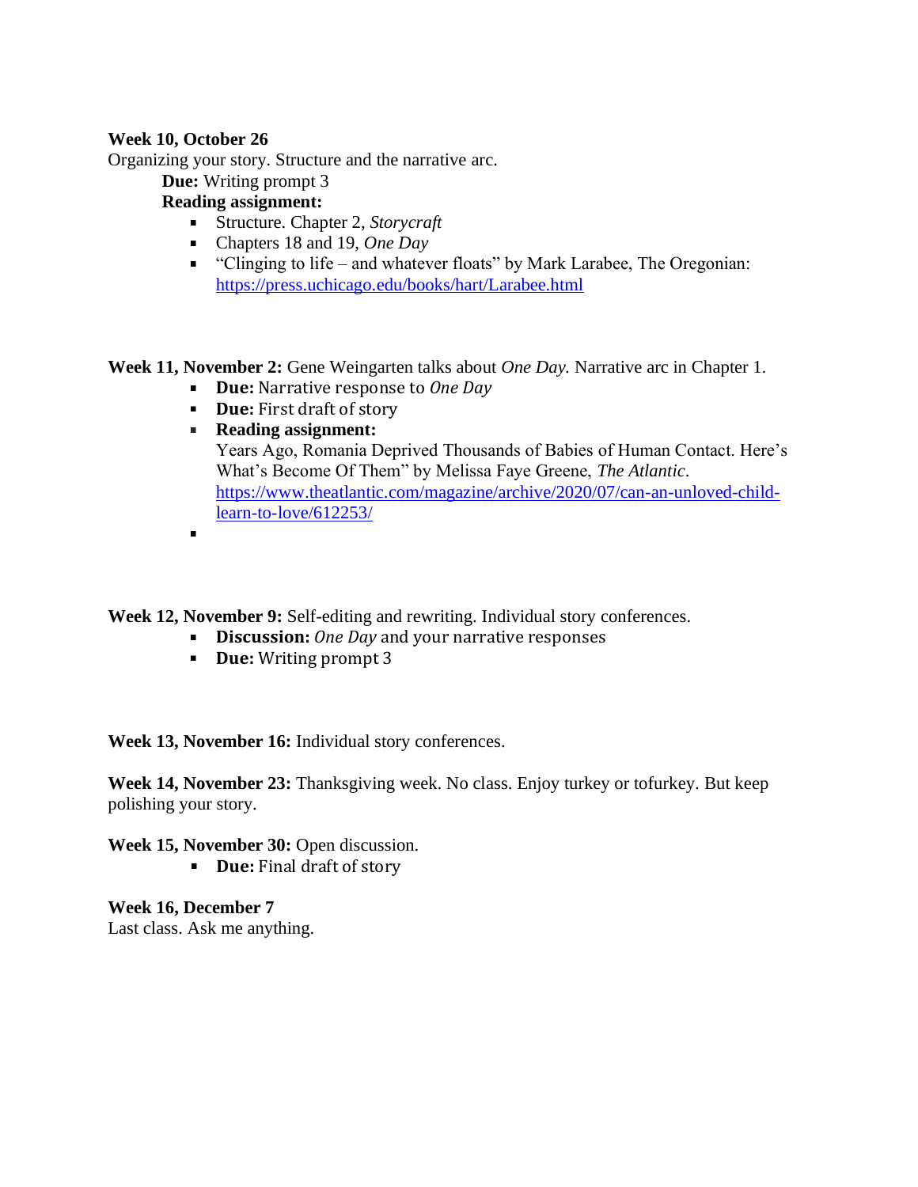**Week 10, October 26**

Organizing your story. Structure and the narrative arc.

**Due:** Writing prompt 3

**Reading assignment:**

- Structure. Chapter 2, *Storycraft*
- Chapters 18 and 19, *One Day*
- "Clinging to life – and whatever floats" by Mark Larabee, The Oregonian: https://press.uchicago.edu/books/hart/Larabee.html

**Week 11, November 2:** Gene Weingarten talks about *One Day.* Narrative arc in Chapter 1.

- **Due:** Narrative response to *One Day*
- **Due:** First draft of story
- **Reading assignment:**
  Years Ago, Romania Deprived Thousands of Babies of Human Contact. Here's What's Become Of Them" by Melissa Faye Greene, *The Atlantic*. https://www.theatlantic.com/magazine/archive/2020/07/can-an-unloved-child-learn-to-love/612253/
-

**Week 12, November 9:** Self-editing and rewriting. Individual story conferences.

- **Discussion:** *One Day* and your narrative responses
- **Due:** Writing prompt 3

**Week 13, November 16:** Individual story conferences.

**Week 14, November 23:** Thanksgiving week. No class. Enjoy turkey or tofurkey. But keep polishing your story.

**Week 15, November 30:** Open discussion.

- **Due:** Final draft of story

**Week 16, December 7**

Last class. Ask me anything.